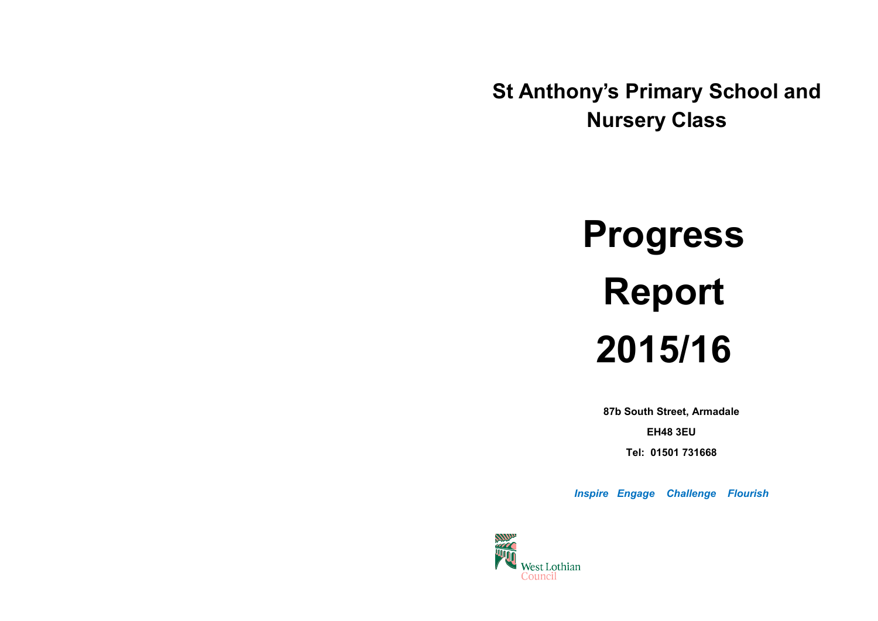# St Anthony's Primary School and Nursery Class

# Progress Report 2015/16

**87b South Street, Armadale**

**EH48 3EU**

**Tel: 01501 731668**

***Inspire Engage Challenge Flourish***

West Lothian Council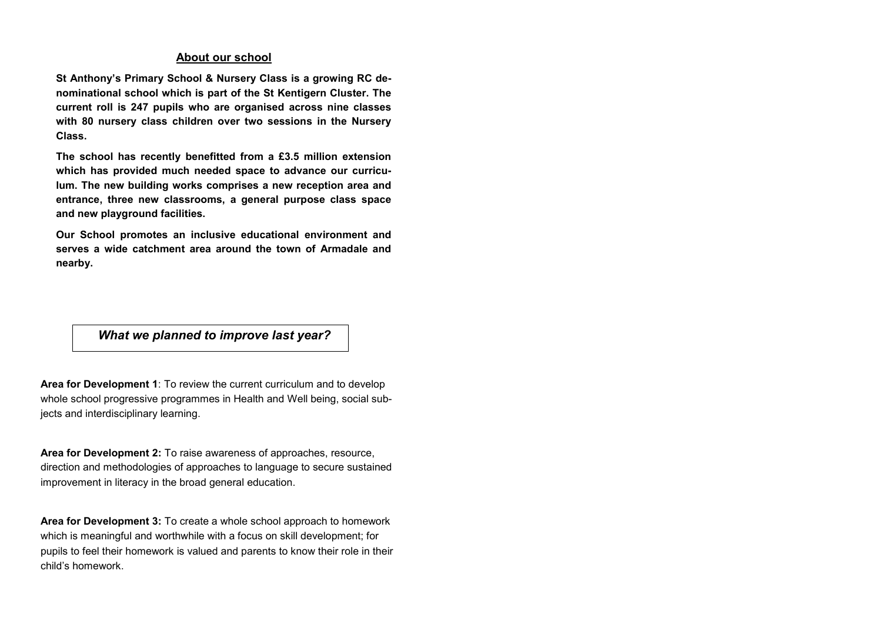## About our school

**St Anthony's Primary School & Nursery Class is a growing RC denominational school which is part of the St Kentigern Cluster. The current roll is 247 pupils who are organised across nine classes with 80 nursery class children over two sessions in the Nursery Class.**

**The school has recently benefitted from a £3.5 million extension which has provided much needed space to advance our curriculum. The new building works comprises a new reception area and entrance, three new classrooms, a general purpose class space and new playground facilities.**

**Our School promotes an inclusive educational environment and serves a wide catchment area around the town of Armadale and nearby.**

## *What we planned to improve last year?*

**Area for Development 1**: To review the current curriculum and to develop whole school progressive programmes in Health and Well being, social subjects and interdisciplinary learning.

**Area for Development 2:** To raise awareness of approaches, resource, direction and methodologies of approaches to language to secure sustained improvement in literacy in the broad general education.

**Area for Development 3:** To create a whole school approach to homework which is meaningful and worthwhile with a focus on skill development; for pupils to feel their homework is valued and parents to know their role in their child's homework.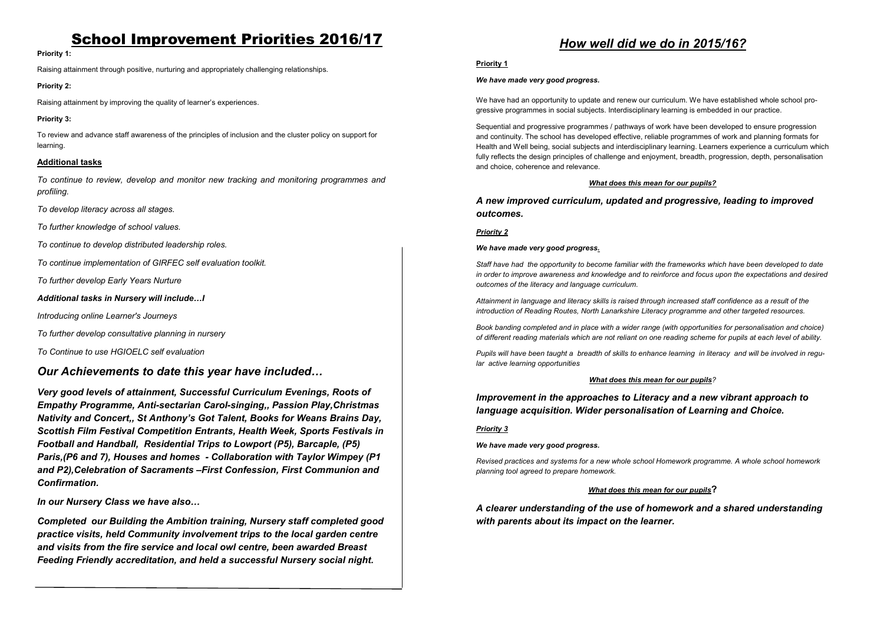# School Improvement Priorities 2016/17

**Priority 1:**

Raising attainment through positive, nurturing and appropriately challenging relationships.

**Priority 2:**

Raising attainment by improving the quality of learner's experiences.

**Priority 3:**

To review and advance staff awareness of the principles of inclusion and the cluster policy on support for learning.

**Additional tasks**

*To continue to review, develop and monitor new tracking and monitoring programmes and profiling.*

*To develop literacy across all stages.*

*To further knowledge of school values.*

*To continue to develop distributed leadership roles.*

*To continue implementation of GIRFEC self evaluation toolkit.*

*To further develop Early Years Nurture*

***Additional tasks in Nursery will include…l***

*Introducing online Learner's Journeys*

*To further develop consultative planning in nursery*

*To Continue to use HGIOELC self evaluation*

## *Our Achievements to date this year have included…*

***Very good levels of attainment, Successful Curriculum Evenings, Roots of Empathy Programme, Anti-sectarian Carol-singing,, Passion Play,Christmas Nativity and Concert,, St Anthony's Got Talent, Books for Weans Brains Day, Scottish Film Festival Competition Entrants, Health Week, Sports Festivals in Football and Handball, Residential Trips to Lowport (P5), Barcapple, (P5) Paris,(P6 and 7), Houses and homes - Collaboration with Taylor Wimpey (P1 and P2),Celebration of Sacraments –First Confession, First Communion and Confirmation.***

***In our Nursery Class we have also…***

***Completed our Building the Ambition training, Nursery staff completed good practice visits, held Community involvement trips to the local garden centre and visits from the fire service and local owl centre, been awarded Breast Feeding Friendly accreditation, and held a successful Nursery social night.***

# *How well did we do in 2015/16?*

**Priority 1**

***We have made very good progress.***

We have had an opportunity to update and renew our curriculum. We have established whole school progressive programmes in social subjects. Interdisciplinary learning is embedded in our practice.

Sequential and progressive programmes / pathways of work have been developed to ensure progression and continuity. The school has developed effective, reliable programmes of work and planning formats for Health and Well being, social subjects and interdisciplinary learning. Learners experience a curriculum which fully reflects the design principles of challenge and enjoyment, breadth, progression, depth, personalisation and choice, coherence and relevance.

***What does this mean for our pupils?***

### *A new improved curriculum, updated and progressive, leading to improved outcomes.*

***Priority 2***

***We have made very good progress.***

*Staff have had the opportunity to become familiar with the frameworks which have been developed to date in order to improve awareness and knowledge and to reinforce and focus upon the expectations and desired outcomes of the literacy and language curriculum.*

*Attainment in language and literacy skills is raised through increased staff confidence as a result of the introduction of Reading Routes, North Lanarkshire Literacy programme and other targeted resources.*

*Book banding completed and in place with a wider range (with opportunities for personalisation and choice) of different reading materials which are not reliant on one reading scheme for pupils at each level of ability.*

*Pupils will have been taught a breadth of skills to enhance learning in literacy and will be involved in regular active learning opportunities*

***What does this mean for our pupils?***

### *Improvement in the approaches to Literacy and a new vibrant approach to language acquisition. Wider personalisation of Learning and Choice.*

***Priority 3***

***We have made very good progress.***

*Revised practices and systems for a new whole school Homework programme. A whole school homework planning tool agreed to prepare homework.*

***What does this mean for our pupils?***

### *A clearer understanding of the use of homework and a shared understanding with parents about its impact on the learner.*